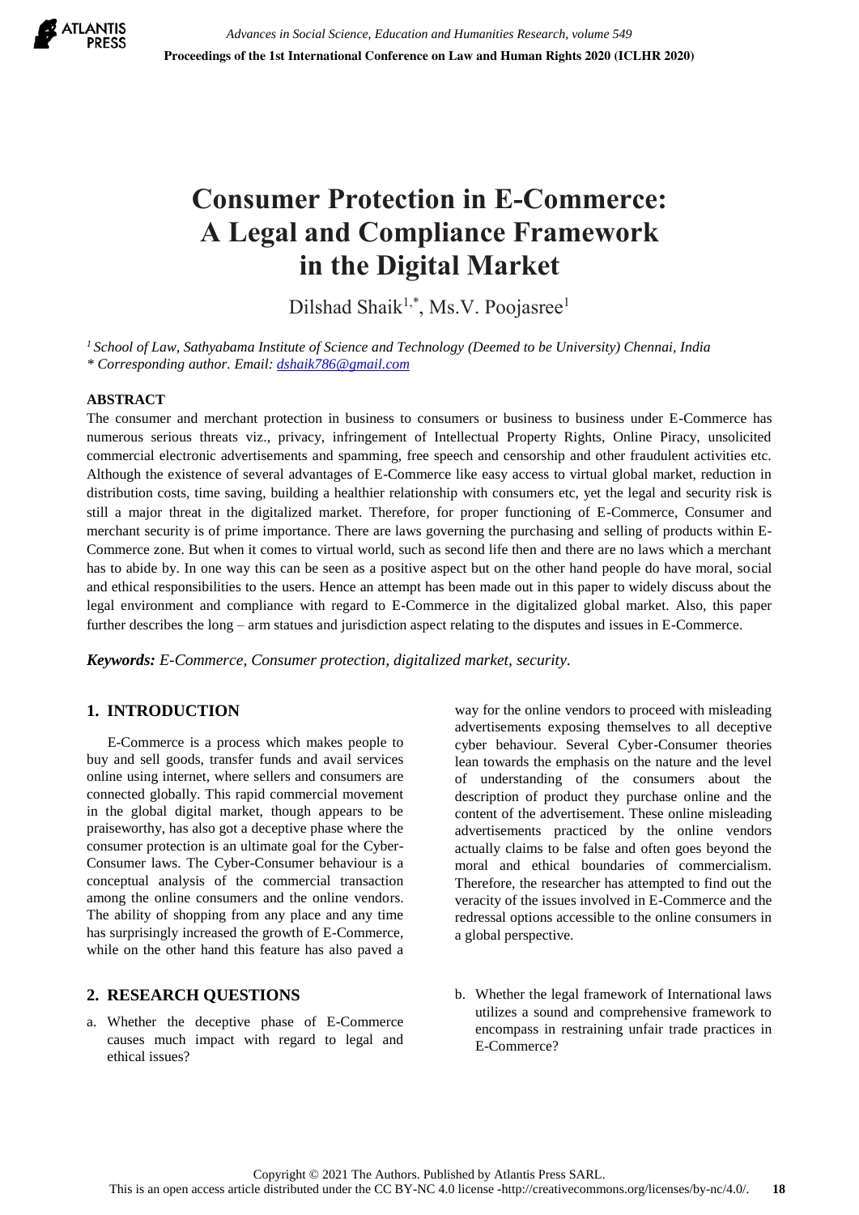# Consumer Protection in E-Commerce: A Legal and Compliance Framework in the Digital Market

Dilshad Shaik[1,*], Ms.V. Poojasree[1]

[1] *School of Law, Sathyabama Institute of Science and Technology (Deemed to be University) Chennai, India*
*\* Corresponding author. Email: dshaik786@gmail.com*

**ABSTRACT**

The consumer and merchant protection in business to consumers or business to business under E-Commerce has numerous serious threats viz., privacy, infringement of Intellectual Property Rights, Online Piracy, unsolicited commercial electronic advertisements and spamming, free speech and censorship and other fraudulent activities etc. Although the existence of several advantages of E-Commerce like easy access to virtual global market, reduction in distribution costs, time saving, building a healthier relationship with consumers etc, yet the legal and security risk is still a major threat in the digitalized market. Therefore, for proper functioning of E-Commerce, Consumer and merchant security is of prime importance. There are laws governing the purchasing and selling of products within E-Commerce zone. But when it comes to virtual world, such as second life then and there are no laws which a merchant has to abide by. In one way this can be seen as a positive aspect but on the other hand people do have moral, social and ethical responsibilities to the users. Hence an attempt has been made out in this paper to widely discuss about the legal environment and compliance with regard to E-Commerce in the digitalized global market. Also, this paper further describes the long – arm statues and jurisdiction aspect relating to the disputes and issues in E-Commerce.

***Keywords:*** *E-Commerce, Consumer protection, digitalized market, security.*

## 1. INTRODUCTION

E-Commerce is a process which makes people to buy and sell goods, transfer funds and avail services online using internet, where sellers and consumers are connected globally. This rapid commercial movement in the global digital market, though appears to be praiseworthy, has also got a deceptive phase where the consumer protection is an ultimate goal for the Cyber-Consumer laws. The Cyber-Consumer behaviour is a conceptual analysis of the commercial transaction among the online consumers and the online vendors. The ability of shopping from any place and any time has surprisingly increased the growth of E-Commerce, while on the other hand this feature has also paved a way for the online vendors to proceed with misleading advertisements exposing themselves to all deceptive cyber behaviour. Several Cyber-Consumer theories lean towards the emphasis on the nature and the level of understanding of the consumers about the description of product they purchase online and the content of the advertisement. These online misleading advertisements practiced by the online vendors actually claims to be false and often goes beyond the moral and ethical boundaries of commercialism. Therefore, the researcher has attempted to find out the veracity of the issues involved in E-Commerce and the redressal options accessible to the online consumers in a global perspective.

## 2. RESEARCH QUESTIONS

a. Whether the deceptive phase of E-Commerce causes much impact with regard to legal and ethical issues?

b. Whether the legal framework of International laws utilizes a sound and comprehensive framework to encompass in restraining unfair trade practices in E-Commerce?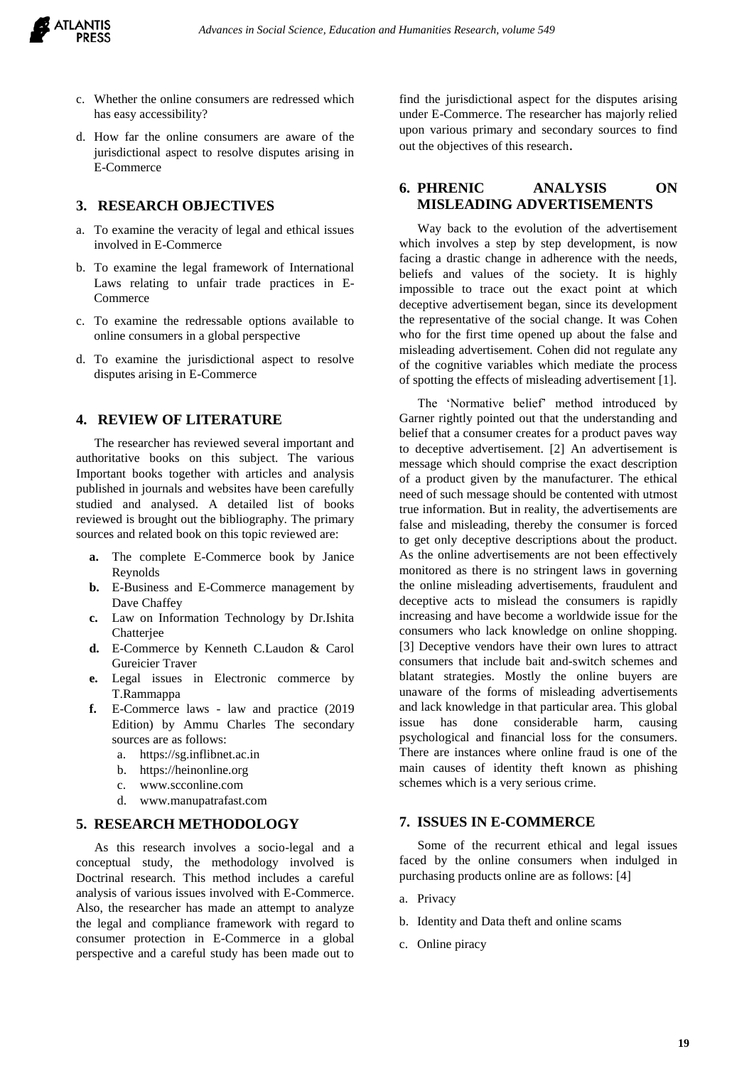c. Whether the online consumers are redressed which has easy accessibility?

d. How far the online consumers are aware of the jurisdictional aspect to resolve disputes arising in E-Commerce

## 3. RESEARCH OBJECTIVES

a. To examine the veracity of legal and ethical issues involved in E-Commerce

b. To examine the legal framework of International Laws relating to unfair trade practices in E-Commerce

c. To examine the redressable options available to online consumers in a global perspective

d. To examine the jurisdictional aspect to resolve disputes arising in E-Commerce

## 4. REVIEW OF LITERATURE

The researcher has reviewed several important and authoritative books on this subject. The various Important books together with articles and analysis published in journals and websites have been carefully studied and analysed. A detailed list of books reviewed is brought out the bibliography. The primary sources and related book on this topic reviewed are:

- **a.** The complete E-Commerce book by Janice Reynolds
- **b.** E-Business and E-Commerce management by Dave Chaffey
- **c.** Law on Information Technology by Dr.Ishita Chatterjee
- **d.** E-Commerce by Kenneth C.Laudon & Carol Gureicier Traver
- **e.** Legal issues in Electronic commerce by T.Rammappa
- **f.** E-Commerce laws - law and practice (2019 Edition) by Ammu Charles The secondary sources are as follows:
  - a. https://sg.inflibnet.ac.in
  - b. https://heinonline.org
  - c. www.scconline.com
  - d. www.manupatrafast.com

## 5. RESEARCH METHODOLOGY

As this research involves a socio-legal and a conceptual study, the methodology involved is Doctrinal research. This method includes a careful analysis of various issues involved with E-Commerce. Also, the researcher has made an attempt to analyze the legal and compliance framework with regard to consumer protection in E-Commerce in a global perspective and a careful study has been made out to find the jurisdictional aspect for the disputes arising under E-Commerce. The researcher has majorly relied upon various primary and secondary sources to find out the objectives of this research.

## 6. PHRENIC ANALYSIS ON MISLEADING ADVERTISEMENTS

Way back to the evolution of the advertisement which involves a step by step development, is now facing a drastic change in adherence with the needs, beliefs and values of the society. It is highly impossible to trace out the exact point at which deceptive advertisement began, since its development the representative of the social change. It was Cohen who for the first time opened up about the false and misleading advertisement. Cohen did not regulate any of the cognitive variables which mediate the process of spotting the effects of misleading advertisement [1].

The 'Normative belief' method introduced by Garner rightly pointed out that the understanding and belief that a consumer creates for a product paves way to deceptive advertisement. [2] An advertisement is message which should comprise the exact description of a product given by the manufacturer. The ethical need of such message should be contented with utmost true information. But in reality, the advertisements are false and misleading, thereby the consumer is forced to get only deceptive descriptions about the product. As the online advertisements are not been effectively monitored as there is no stringent laws in governing the online misleading advertisements, fraudulent and deceptive acts to mislead the consumers is rapidly increasing and have become a worldwide issue for the consumers who lack knowledge on online shopping. [3] Deceptive vendors have their own lures to attract consumers that include bait and-switch schemes and blatant strategies. Mostly the online buyers are unaware of the forms of misleading advertisements and lack knowledge in that particular area. This global issue has done considerable harm, causing psychological and financial loss for the consumers. There are instances where online fraud is one of the main causes of identity theft known as phishing schemes which is a very serious crime.

## 7. ISSUES IN E-COMMERCE

Some of the recurrent ethical and legal issues faced by the online consumers when indulged in purchasing products online are as follows: [4]

a. Privacy

b. Identity and Data theft and online scams

c. Online piracy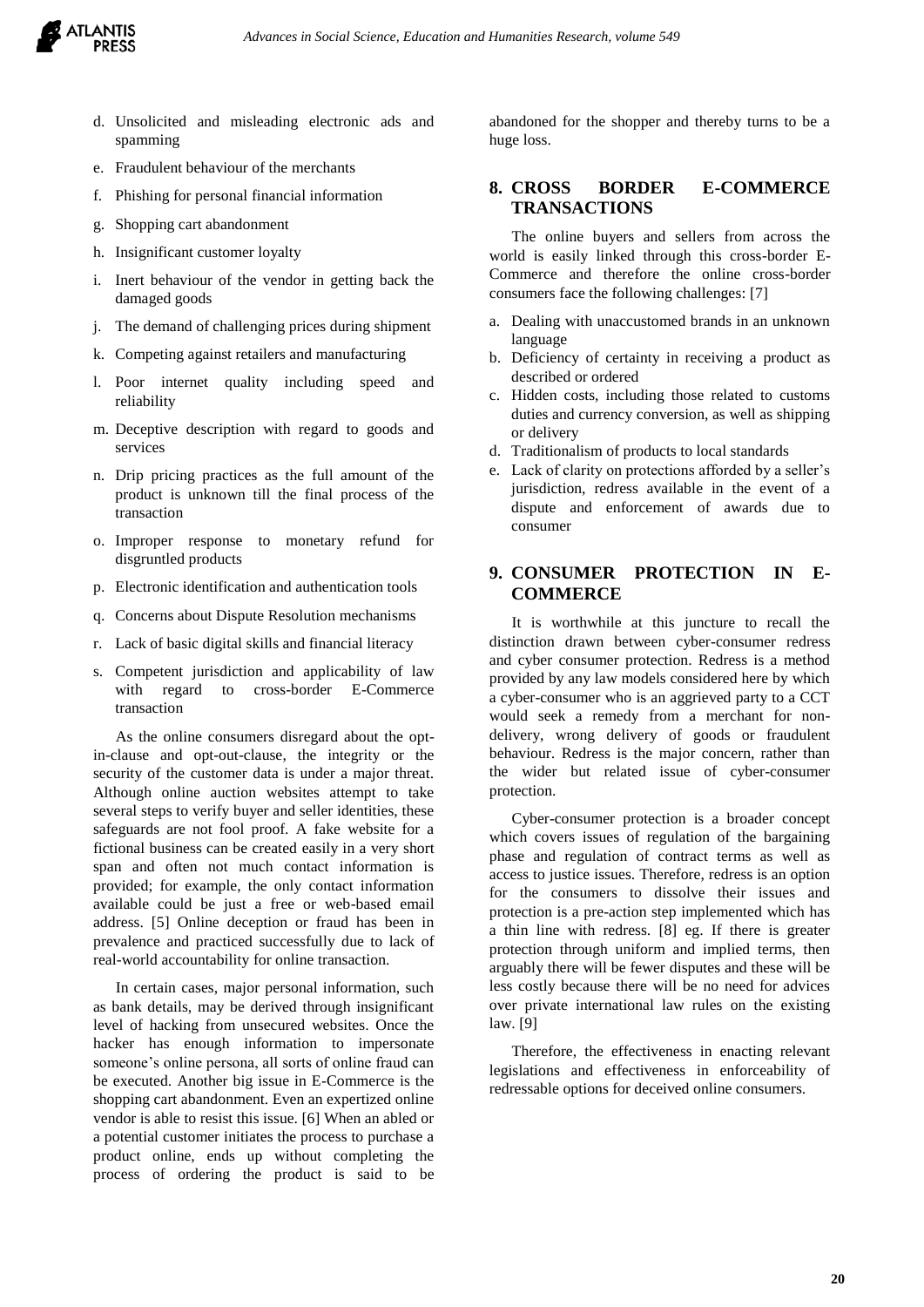d. Unsolicited and misleading electronic ads and spamming
e. Fraudulent behaviour of the merchants
f. Phishing for personal financial information
g. Shopping cart abandonment
h. Insignificant customer loyalty
i. Inert behaviour of the vendor in getting back the damaged goods
j. The demand of challenging prices during shipment
k. Competing against retailers and manufacturing
l. Poor internet quality including speed and reliability
m. Deceptive description with regard to goods and services
n. Drip pricing practices as the full amount of the product is unknown till the final process of the transaction
o. Improper response to monetary refund for disgruntled products
p. Electronic identification and authentication tools
q. Concerns about Dispute Resolution mechanisms
r. Lack of basic digital skills and financial literacy
s. Competent jurisdiction and applicability of law with regard to cross-border E-Commerce transaction

As the online consumers disregard about the opt-in-clause and opt-out-clause, the integrity or the security of the customer data is under a major threat. Although online auction websites attempt to take several steps to verify buyer and seller identities, these safeguards are not fool proof. A fake website for a fictional business can be created easily in a very short span and often not much contact information is provided; for example, the only contact information available could be just a free or web-based email address. [5] Online deception or fraud has been in prevalence and practiced successfully due to lack of real-world accountability for online transaction.

In certain cases, major personal information, such as bank details, may be derived through insignificant level of hacking from unsecured websites. Once the hacker has enough information to impersonate someone's online persona, all sorts of online fraud can be executed. Another big issue in E-Commerce is the shopping cart abandonment. Even an expertized online vendor is able to resist this issue. [6] When an abled or a potential customer initiates the process to purchase a product online, ends up without completing the process of ordering the product is said to be abandoned for the shopper and thereby turns to be a huge loss.

## 8. CROSS BORDER E-COMMERCE TRANSACTIONS

The online buyers and sellers from across the world is easily linked through this cross-border E-Commerce and therefore the online cross-border consumers face the following challenges: [7]

a. Dealing with unaccustomed brands in an unknown language
b. Deficiency of certainty in receiving a product as described or ordered
c. Hidden costs, including those related to customs duties and currency conversion, as well as shipping or delivery
d. Traditionalism of products to local standards
e. Lack of clarity on protections afforded by a seller's jurisdiction, redress available in the event of a dispute and enforcement of awards due to consumer

## 9. CONSUMER PROTECTION IN E-COMMERCE

It is worthwhile at this juncture to recall the distinction drawn between cyber-consumer redress and cyber consumer protection. Redress is a method provided by any law models considered here by which a cyber-consumer who is an aggrieved party to a CCT would seek a remedy from a merchant for non-delivery, wrong delivery of goods or fraudulent behaviour. Redress is the major concern, rather than the wider but related issue of cyber-consumer protection.

Cyber-consumer protection is a broader concept which covers issues of regulation of the bargaining phase and regulation of contract terms as well as access to justice issues. Therefore, redress is an option for the consumers to dissolve their issues and protection is a pre-action step implemented which has a thin line with redress. [8] eg. If there is greater protection through uniform and implied terms, then arguably there will be fewer disputes and these will be less costly because there will be no need for advices over private international law rules on the existing law. [9]

Therefore, the effectiveness in enacting relevant legislations and effectiveness in enforceability of redressable options for deceived online consumers.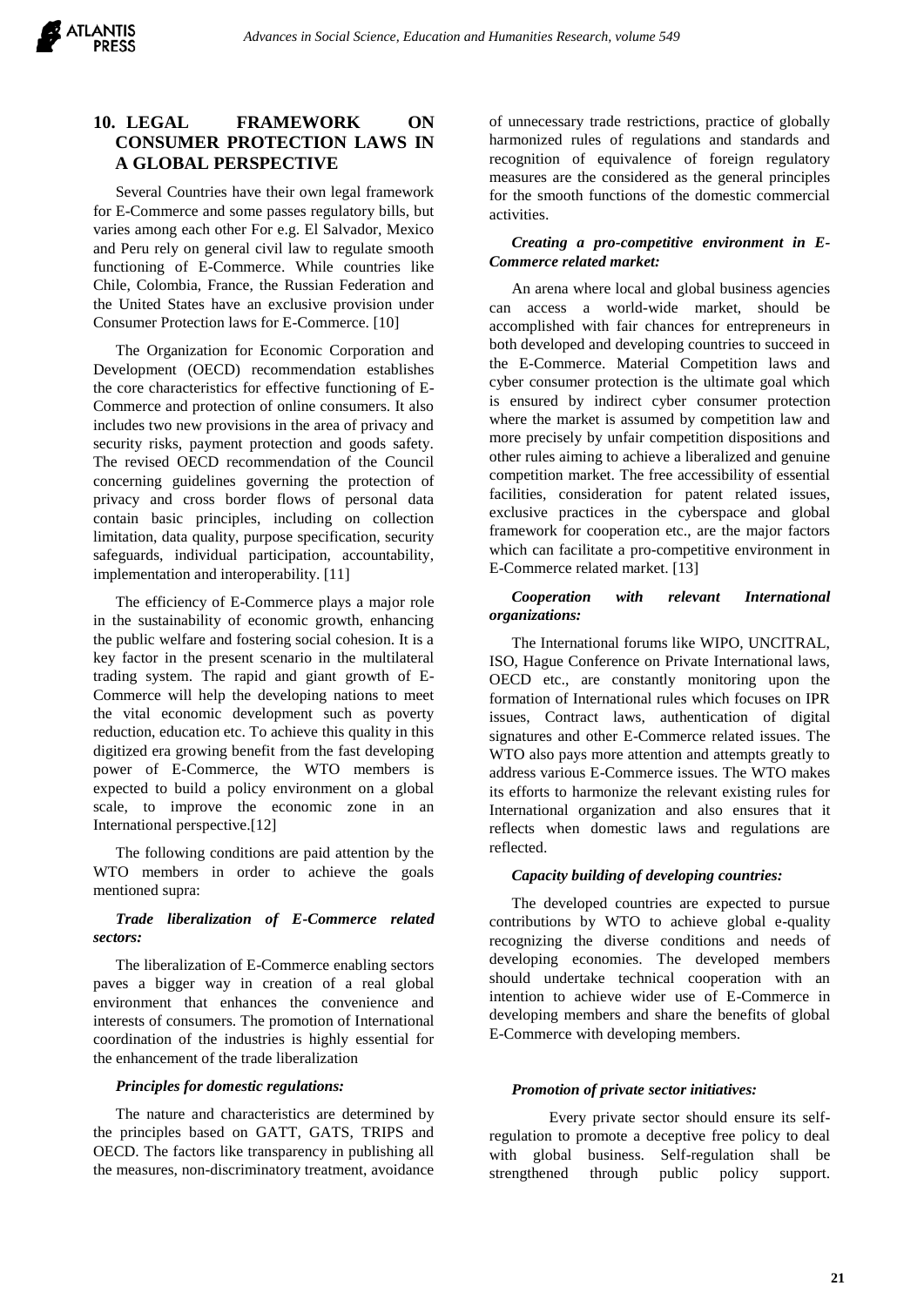## 10. LEGAL FRAMEWORK ON CONSUMER PROTECTION LAWS IN A GLOBAL PERSPECTIVE

Several Countries have their own legal framework for E-Commerce and some passes regulatory bills, but varies among each other For e.g. El Salvador, Mexico and Peru rely on general civil law to regulate smooth functioning of E-Commerce. While countries like Chile, Colombia, France, the Russian Federation and the United States have an exclusive provision under Consumer Protection laws for E-Commerce. [10]

The Organization for Economic Corporation and Development (OECD) recommendation establishes the core characteristics for effective functioning of E-Commerce and protection of online consumers. It also includes two new provisions in the area of privacy and security risks, payment protection and goods safety. The revised OECD recommendation of the Council concerning guidelines governing the protection of privacy and cross border flows of personal data contain basic principles, including on collection limitation, data quality, purpose specification, security safeguards, individual participation, accountability, implementation and interoperability. [11]

The efficiency of E-Commerce plays a major role in the sustainability of economic growth, enhancing the public welfare and fostering social cohesion. It is a key factor in the present scenario in the multilateral trading system. The rapid and giant growth of E-Commerce will help the developing nations to meet the vital economic development such as poverty reduction, education etc. To achieve this quality in this digitized era growing benefit from the fast developing power of E-Commerce, the WTO members is expected to build a policy environment on a global scale, to improve the economic zone in an International perspective.[12]

The following conditions are paid attention by the WTO members in order to achieve the goals mentioned supra:

***Trade liberalization of E-Commerce related sectors:***

The liberalization of E-Commerce enabling sectors paves a bigger way in creation of a real global environment that enhances the convenience and interests of consumers. The promotion of International coordination of the industries is highly essential for the enhancement of the trade liberalization

***Principles for domestic regulations:***

The nature and characteristics are determined by the principles based on GATT, GATS, TRIPS and OECD. The factors like transparency in publishing all the measures, non-discriminatory treatment, avoidance of unnecessary trade restrictions, practice of globally harmonized rules of regulations and standards and recognition of equivalence of foreign regulatory measures are the considered as the general principles for the smooth functions of the domestic commercial activities.

***Creating a pro-competitive environment in E-Commerce related market:***

An arena where local and global business agencies can access a world-wide market, should be accomplished with fair chances for entrepreneurs in both developed and developing countries to succeed in the E-Commerce. Material Competition laws and cyber consumer protection is the ultimate goal which is ensured by indirect cyber consumer protection where the market is assumed by competition law and more precisely by unfair competition dispositions and other rules aiming to achieve a liberalized and genuine competition market. The free accessibility of essential facilities, consideration for patent related issues, exclusive practices in the cyberspace and global framework for cooperation etc., are the major factors which can facilitate a pro-competitive environment in E-Commerce related market. [13]

***Cooperation with relevant International organizations:***

The International forums like WIPO, UNCITRAL, ISO, Hague Conference on Private International laws, OECD etc., are constantly monitoring upon the formation of International rules which focuses on IPR issues, Contract laws, authentication of digital signatures and other E-Commerce related issues. The WTO also pays more attention and attempts greatly to address various E-Commerce issues. The WTO makes its efforts to harmonize the relevant existing rules for International organization and also ensures that it reflects when domestic laws and regulations are reflected.

***Capacity building of developing countries:***

The developed countries are expected to pursue contributions by WTO to achieve global e-quality recognizing the diverse conditions and needs of developing economies. The developed members should undertake technical cooperation with an intention to achieve wider use of E-Commerce in developing members and share the benefits of global E-Commerce with developing members.

***Promotion of private sector initiatives:***

Every private sector should ensure its self-regulation to promote a deceptive free policy to deal with global business. Self-regulation shall be strengthened through public policy support.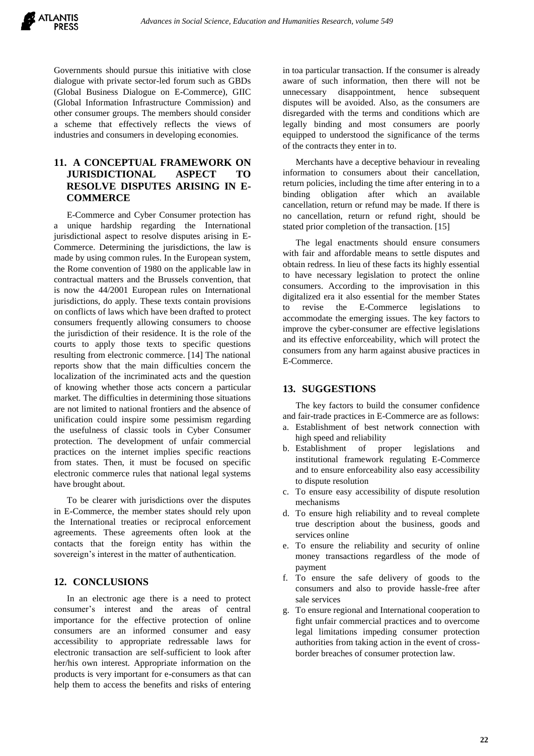Governments should pursue this initiative with close dialogue with private sector-led forum such as GBDs (Global Business Dialogue on E-Commerce), GIIC (Global Information Infrastructure Commission) and other consumer groups. The members should consider a scheme that effectively reflects the views of industries and consumers in developing economies.

## 11. A CONCEPTUAL FRAMEWORK ON JURISDICTIONAL ASPECT TO RESOLVE DISPUTES ARISING IN E-COMMERCE

E-Commerce and Cyber Consumer protection has a unique hardship regarding the International jurisdictional aspect to resolve disputes arising in E-Commerce. Determining the jurisdictions, the law is made by using common rules. In the European system, the Rome convention of 1980 on the applicable law in contractual matters and the Brussels convention, that is now the 44/2001 European rules on International jurisdictions, do apply. These texts contain provisions on conflicts of laws which have been drafted to protect consumers frequently allowing consumers to choose the jurisdiction of their residence. It is the role of the courts to apply those texts to specific questions resulting from electronic commerce. [14] The national reports show that the main difficulties concern the localization of the incriminated acts and the question of knowing whether those acts concern a particular market. The difficulties in determining those situations are not limited to national frontiers and the absence of unification could inspire some pessimism regarding the usefulness of classic tools in Cyber Consumer protection. The development of unfair commercial practices on the internet implies specific reactions from states. Then, it must be focused on specific electronic commerce rules that national legal systems have brought about.

To be clearer with jurisdictions over the disputes in E-Commerce, the member states should rely upon the International treaties or reciprocal enforcement agreements. These agreements often look at the contacts that the foreign entity has within the sovereign's interest in the matter of authentication.

## 12. CONCLUSIONS

In an electronic age there is a need to protect consumer's interest and the areas of central importance for the effective protection of online consumers are an informed consumer and easy accessibility to appropriate redressable laws for electronic transaction are self-sufficient to look after her/his own interest. Appropriate information on the products is very important for e-consumers as that can help them to access the benefits and risks of entering in toa particular transaction. If the consumer is already aware of such information, then there will not be unnecessary disappointment, hence subsequent disputes will be avoided. Also, as the consumers are disregarded with the terms and conditions which are legally binding and most consumers are poorly equipped to understood the significance of the terms of the contracts they enter in to.

Merchants have a deceptive behaviour in revealing information to consumers about their cancellation, return policies, including the time after entering in to a binding obligation after which an available cancellation, return or refund may be made. If there is no cancellation, return or refund right, should be stated prior completion of the transaction. [15]

The legal enactments should ensure consumers with fair and affordable means to settle disputes and obtain redress. In lieu of these facts its highly essential to have necessary legislation to protect the online consumers. According to the improvisation in this digitalized era it also essential for the member States to revise the E-Commerce legislations to accommodate the emerging issues. The key factors to improve the cyber-consumer are effective legislations and its effective enforceability, which will protect the consumers from any harm against abusive practices in E-Commerce.

## 13. SUGGESTIONS

The key factors to build the consumer confidence and fair-trade practices in E-Commerce are as follows:

a. Establishment of best network connection with high speed and reliability
b. Establishment of proper legislations and institutional framework regulating E-Commerce and to ensure enforceability also easy accessibility to dispute resolution
c. To ensure easy accessibility of dispute resolution mechanisms
d. To ensure high reliability and to reveal complete true description about the business, goods and services online
e. To ensure the reliability and security of online money transactions regardless of the mode of payment
f. To ensure the safe delivery of goods to the consumers and also to provide hassle-free after sale services
g. To ensure regional and International cooperation to fight unfair commercial practices and to overcome legal limitations impeding consumer protection authorities from taking action in the event of cross-border breaches of consumer protection law.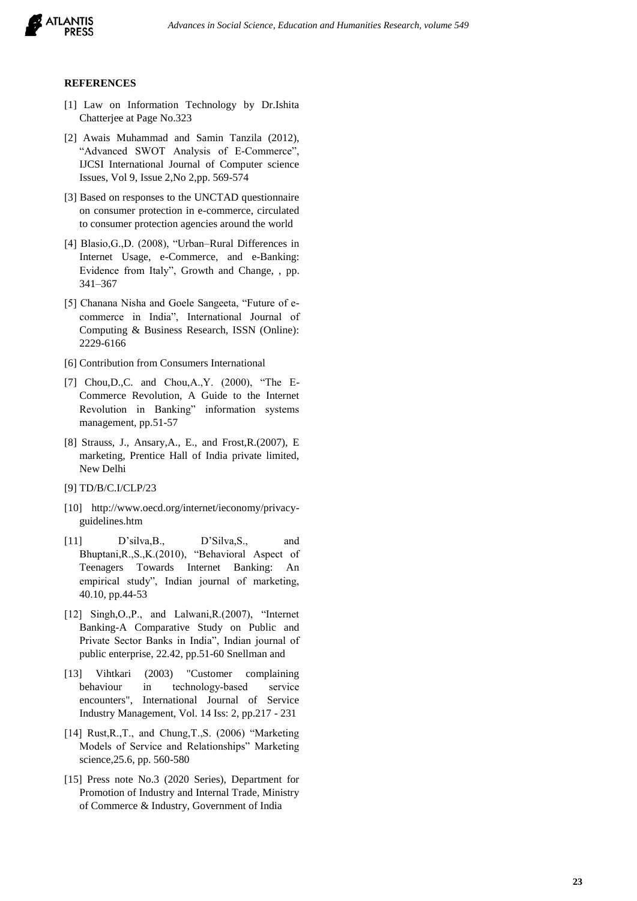## REFERENCES

[1] Law on Information Technology by Dr.Ishita Chatterjee at Page No.323

[2] Awais Muhammad and Samin Tanzila (2012), "Advanced SWOT Analysis of E-Commerce", IJCSI International Journal of Computer science Issues, Vol 9, Issue 2,No 2,pp. 569-574

[3] Based on responses to the UNCTAD questionnaire on consumer protection in e-commerce, circulated to consumer protection agencies around the world

[4] Blasio,G.,D. (2008), "Urban–Rural Differences in Internet Usage, e-Commerce, and e-Banking: Evidence from Italy", Growth and Change, , pp. 341–367

[5] Chanana Nisha and Goele Sangeeta, "Future of e-commerce in India", International Journal of Computing & Business Research, ISSN (Online): 2229-6166

[6] Contribution from Consumers International

[7] Chou,D.,C. and Chou,A.,Y. (2000), "The E-Commerce Revolution, A Guide to the Internet Revolution in Banking" information systems management, pp.51-57

[8] Strauss, J., Ansary,A., E., and Frost,R.(2007), E marketing, Prentice Hall of India private limited, New Delhi

[9] TD/B/C.I/CLP/23

[10] http://www.oecd.org/internet/ieconomy/privacy-guidelines.htm

[11] D'silva,B., D'Silva,S., and Bhuptani,R.,S.,K.(2010), "Behavioral Aspect of Teenagers Towards Internet Banking: An empirical study", Indian journal of marketing, 40.10, pp.44-53

[12] Singh,O.,P., and Lalwani,R.(2007), "Internet Banking-A Comparative Study on Public and Private Sector Banks in India", Indian journal of public enterprise, 22.42, pp.51-60 Snellman and

[13] Vihtkari (2003) "Customer complaining behaviour in technology-based service encounters", International Journal of Service Industry Management, Vol. 14 Iss: 2, pp.217 - 231

[14] Rust,R.,T., and Chung,T.,S. (2006) "Marketing Models of Service and Relationships" Marketing science,25.6, pp. 560-580

[15] Press note No.3 (2020 Series), Department for Promotion of Industry and Internal Trade, Ministry of Commerce & Industry, Government of India